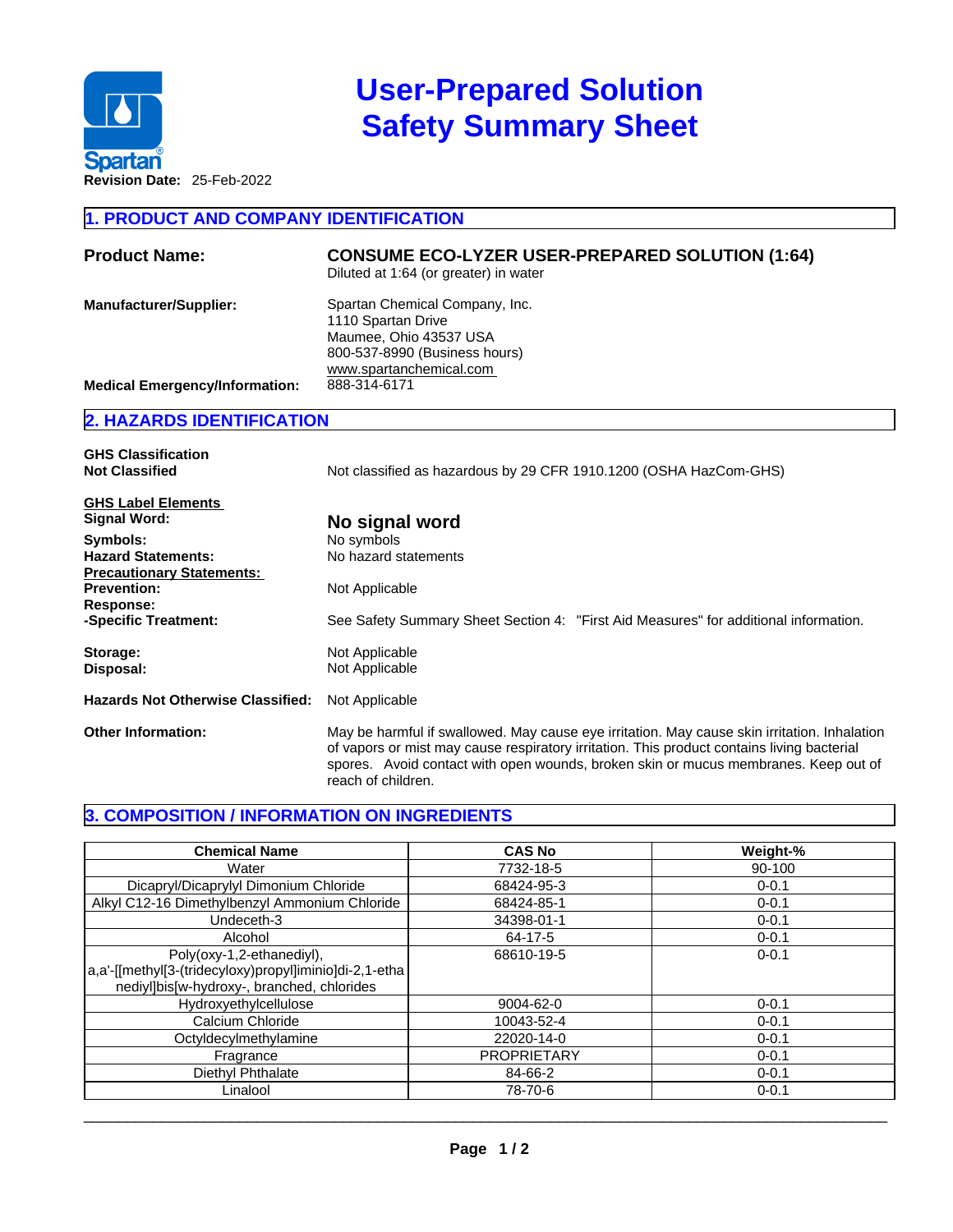Spartan®

# User-Prepared Solution Safety Summary Sheet

**Revision Date:** 25-Feb-2022

## 1. PRODUCT AND COMPANY IDENTIFICATION

**Product Name:** **CONSUME ECO-LYZER USER-PREPARED SOLUTION (1:64)**
Diluted at 1:64 (or greater) in water

**Manufacturer/Supplier:** Spartan Chemical Company, Inc.
1110 Spartan Drive
Maumee, Ohio 43537 USA
800-537-8990 (Business hours)
www.spartanchemical.com

**Medical Emergency/Information:** 888-314-6171

## 2. HAZARDS IDENTIFICATION

**GHS Classification**
**Not Classified** Not classified as hazardous by 29 CFR 1910.1200 (OSHA HazCom-GHS)

**GHS Label Elements**

**Signal Word:** **No signal word**

**Symbols:** No symbols

**Hazard Statements:** No hazard statements

**Precautionary Statements:**

**Prevention:** Not Applicable

**Response:**

**-Specific Treatment:** See Safety Summary Sheet Section 4: "First Aid Measures" for additional information.

**Storage:** Not Applicable

**Disposal:** Not Applicable

**Hazards Not Otherwise Classified:** Not Applicable

**Other Information:** May be harmful if swallowed. May cause eye irritation. May cause skin irritation. Inhalation of vapors or mist may cause respiratory irritation. This product contains living bacterial spores. Avoid contact with open wounds, broken skin or mucus membranes. Keep out of reach of children.

## 3. COMPOSITION / INFORMATION ON INGREDIENTS

| Chemical Name | CAS No | Weight-% |
| --- | --- | --- |
| Water | 7732-18-5 | 90-100 |
| Dicapryl/Dicaprylyl Dimonium Chloride | 68424-95-3 | 0-0.1 |
| Alkyl C12-16 Dimethylbenzyl Ammonium Chloride | 68424-85-1 | 0-0.1 |
| Undeceth-3 | 34398-01-1 | 0-0.1 |
| Alcohol | 64-17-5 | 0-0.1 |
| Poly(oxy-1,2-ethanediyl), a,a'-[[methyl[3-(tridecyloxy)propyl]iminio]di-2,1-ethanediyl]bis[w-hydroxy-, branched, chlorides | 68610-19-5 | 0-0.1 |
| Hydroxyethylcellulose | 9004-62-0 | 0-0.1 |
| Calcium Chloride | 10043-52-4 | 0-0.1 |
| Octyldecylmethylamine | 22020-14-0 | 0-0.1 |
| Fragrance | PROPRIETARY | 0-0.1 |
| Diethyl Phthalate | 84-66-2 | 0-0.1 |
| Linalool | 78-70-6 | 0-0.1 |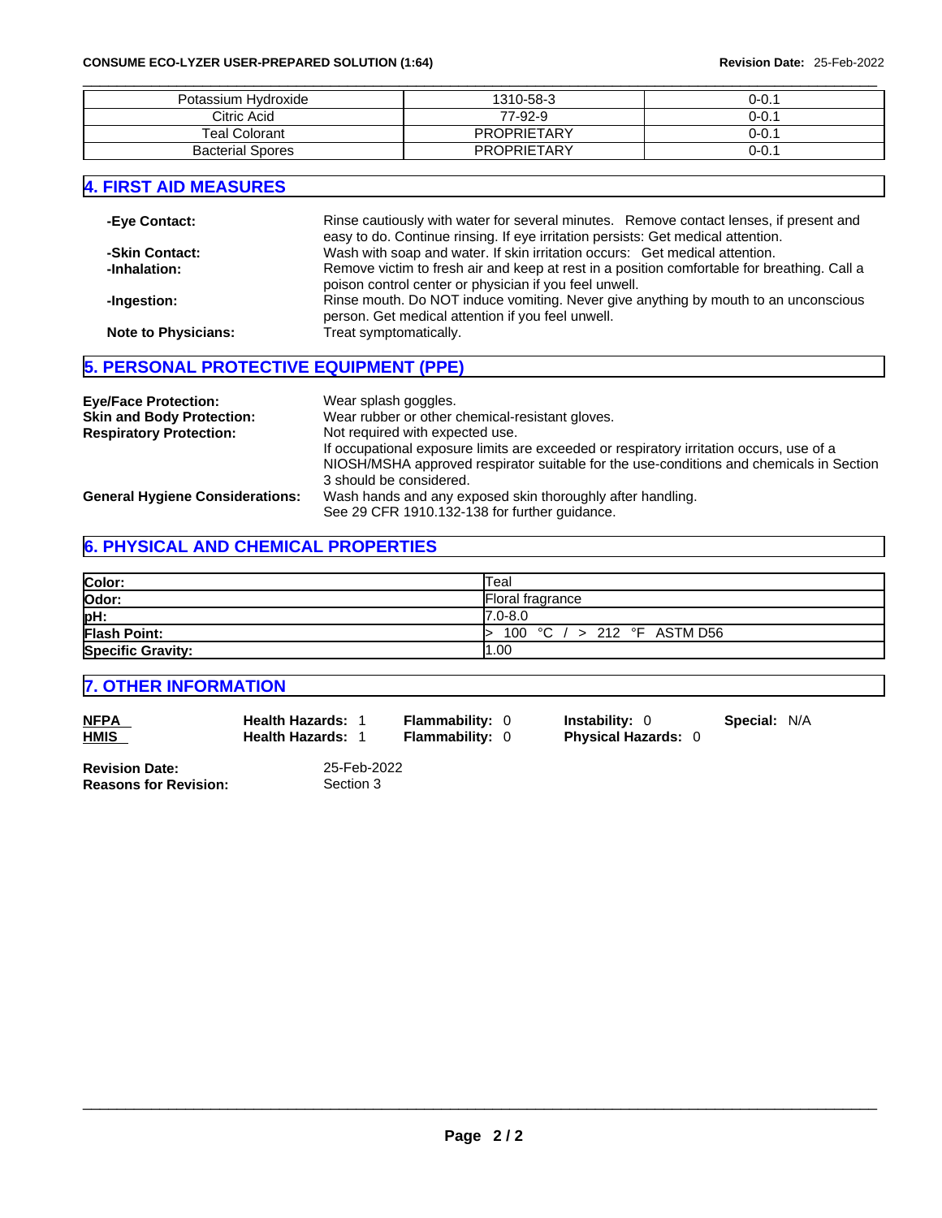| | | |
|---|---|---|
| Potassium Hydroxide | 1310-58-3 | 0-0.1 |
| Citric Acid | 77-92-9 | 0-0.1 |
| Teal Colorant | PROPRIETARY | 0-0.1 |
| Bacterial Spores | PROPRIETARY | 0-0.1 |

## 4. FIRST AID MEASURES

**-Eye Contact:** Rinse cautiously with water for several minutes. Remove contact lenses, if present and easy to do. Continue rinsing. If eye irritation persists: Get medical attention.

**-Skin Contact:** Wash with soap and water. If skin irritation occurs: Get medical attention.

**-Inhalation:** Remove victim to fresh air and keep at rest in a position comfortable for breathing. Call a poison control center or physician if you feel unwell.

**-Ingestion:** Rinse mouth. Do NOT induce vomiting. Never give anything by mouth to an unconscious person. Get medical attention if you feel unwell.

**Note to Physicians:** Treat symptomatically.

## 5. PERSONAL PROTECTIVE EQUIPMENT (PPE)

**Eye/Face Protection:** Wear splash goggles.

**Skin and Body Protection:** Wear rubber or other chemical-resistant gloves.

**Respiratory Protection:** Not required with expected use.
If occupational exposure limits are exceeded or respiratory irritation occurs, use of a NIOSH/MSHA approved respirator suitable for the use-conditions and chemicals in Section 3 should be considered.

**General Hygiene Considerations:** Wash hands and any exposed skin thoroughly after handling.
See 29 CFR 1910.132-138 for further guidance.

## 6. PHYSICAL AND CHEMICAL PROPERTIES

| | |
|---|---|
| **Color:** | Teal |
| **Odor:** | Floral fragrance |
| **pH:** | 7.0-8.0 |
| **Flash Point:** | > 100 °C / > 212 °F ASTM D56 |
| **Specific Gravity:** | 1.00 |

## 7. OTHER INFORMATION

| | | | | |
|---|---|---|---|---|
| **NFPA** | **Health Hazards:** 1 | **Flammability:** 0 | **Instability:** 0 | **Special:** N/A |
| **HMIS** | **Health Hazards:** 1 | **Flammability:** 0 | **Physical Hazards:** 0 | |

**Revision Date:** 25-Feb-2022
**Reasons for Revision:** Section 3